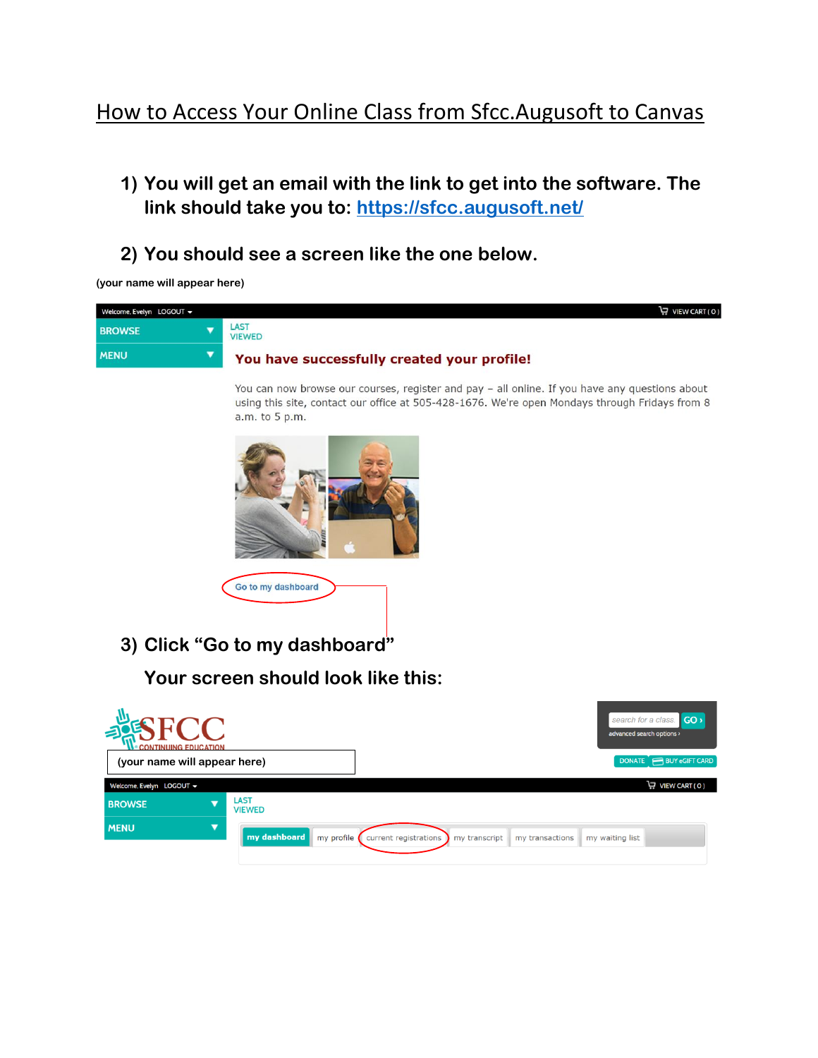# How to Access Your Online Class from Sfcc.Augusoft to Canvas

1) **You will get an email with the link to get into the software. The link should take you to: [https://sfcc.augusoft.net/](https://sfcc.augusoft.net/)**

2) **You should see a screen like the one below.**

**(your name will appear here)**

Welcome, Evelyn LOGOUT VIEW CART ( 0 )

BROWSE

MENU

LAST VIEWED

**You have successfully created your profile!**

You can now browse our courses, register and pay – all online. If you have any questions about using this site, contact our office at 505-428-1676. We're open Mondays through Fridays from 8 a.m. to 5 p.m.

Go to my dashboard

3) **Click "Go to my dashboard"**

**Your screen should look like this:**

SFCC CONTINUING EDUCATION

search for a class GO › advanced search options ›

(your name will appear here)

DONATE BUY eGIFT CARD

Welcome, Evelyn LOGOUT VIEW CART ( 0 )

BROWSE

MENU

LAST VIEWED

my dashboard | my profile | current registrations | my transcript | my transactions | my waiting list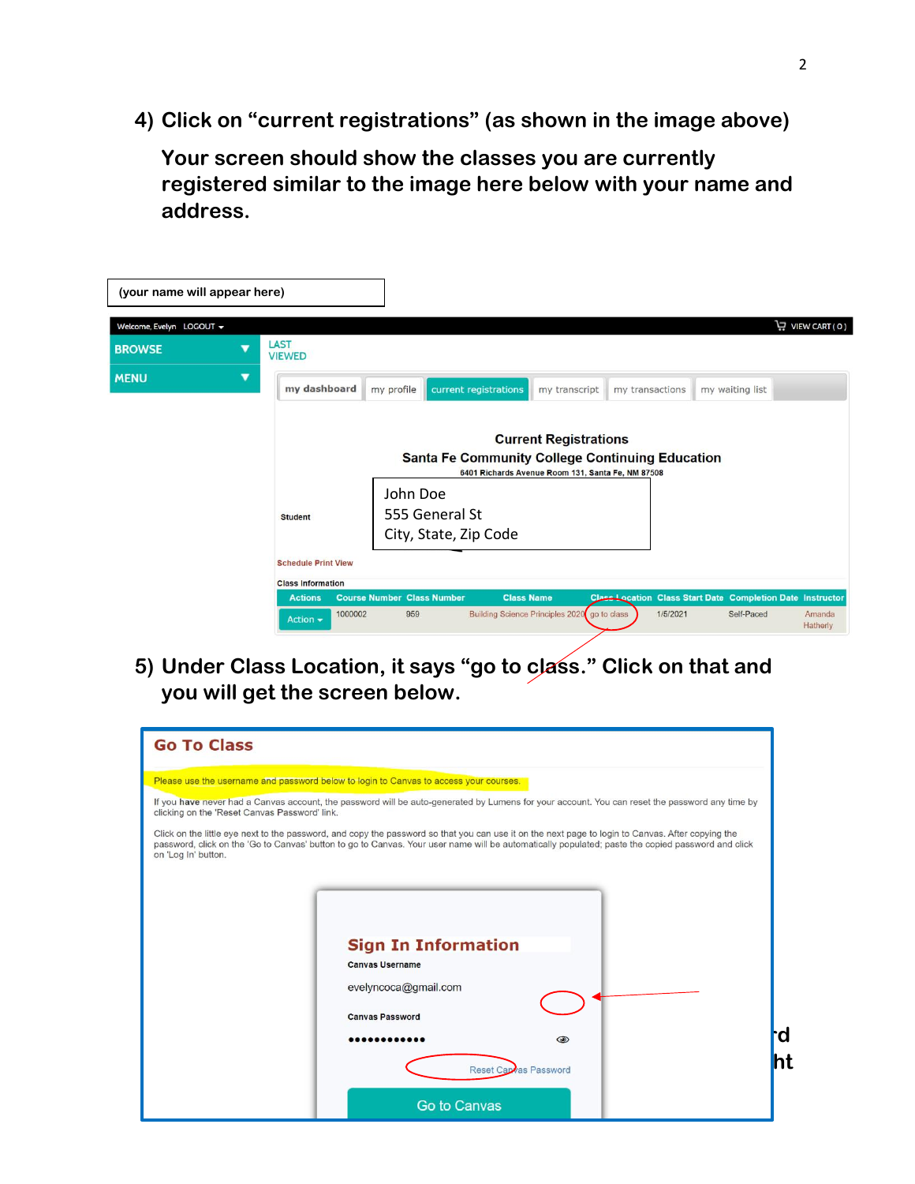4) Click on "current registrations" (as shown in the image above)

Your screen should show the classes you are currently registered similar to the image here below with your name and address.

(your name will appear here)

Welcome, Evelyn LOGOUT

VIEW CART ( 0 )

BROWSE

MENU

LAST VIEWED

my dashboard | my profile | current registrations | my transcript | my transactions | my waiting list

**Current Registrations**

**Santa Fe Community College Continuing Education**

6401 Richards Avenue Room 131, Santa Fe, NM 87508

Student

John Doe
555 General St
City, State, Zip Code

Schedule Print View

Class Information

| Actions | Course Number | Class Number | Class Name | Class Location | Class Start Date | Completion Date | Instructor |
|---|---|---|---|---|---|---|---|
| Action | 1000002 | 959 | Building Science Principles 2020 | go to class | 1/5/2021 | Self-Paced | Amanda Hatherly |

5) Under Class Location, it says "go to class." Click on that and you will get the screen below.

**Go To Class**

Please use the username and password below to login to Canvas to access your courses.

If you have never had a Canvas account, the password will be auto-generated by Lumens for your account. You can reset the password any time by clicking on the 'Reset Canvas Password' link.

Click on the little eye next to the password, and copy the password so that you can use it on the next page to login to Canvas. After copying the password, click on the 'Go to Canvas' button to go to Canvas. Your user name will be automatically populated; paste the copied password and click on 'Log In' button.

**Sign In Information**

Canvas Username

evelyncoca@gmail.com

Canvas Password

••••••••••••

Reset Canvas Password

Go to Canvas

rd

ht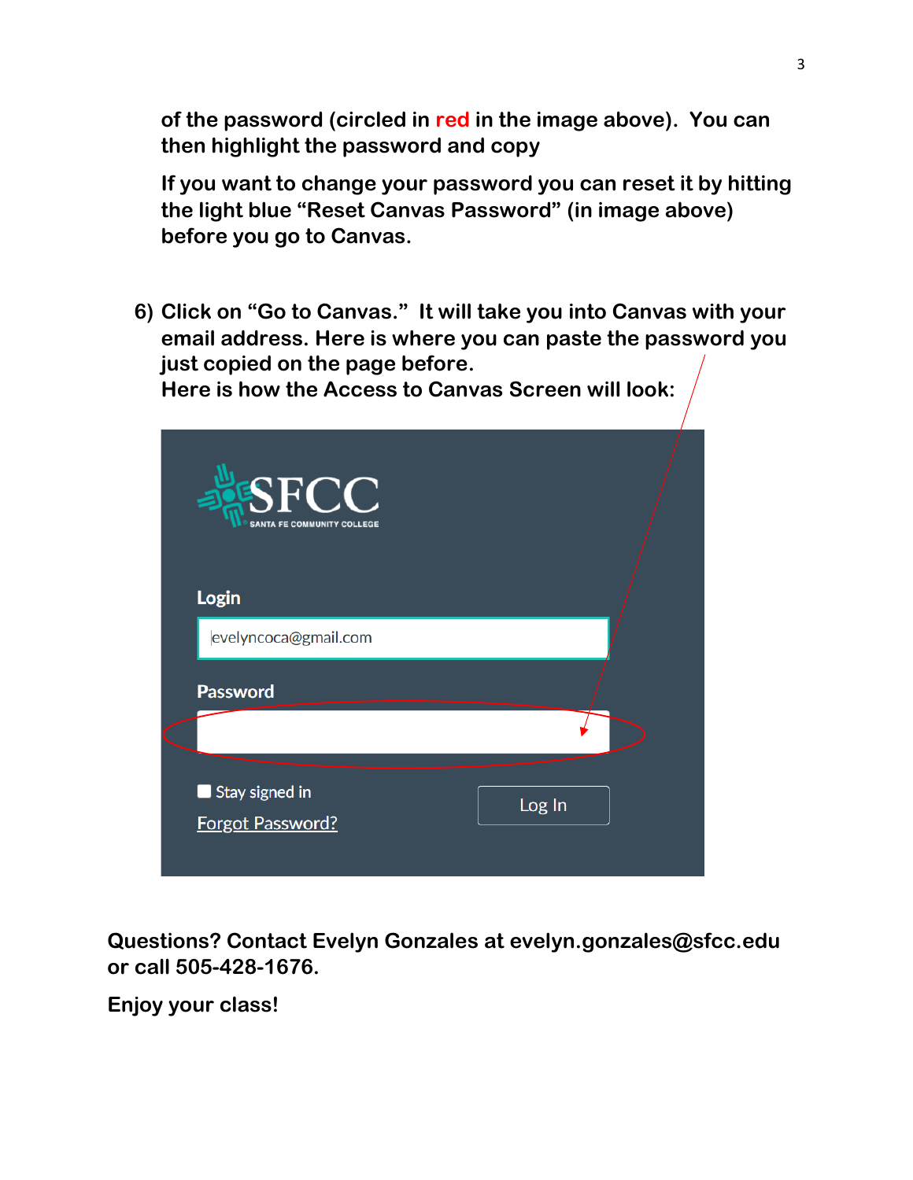of the password (circled in red in the image above). You can then highlight the password and copy

If you want to change your password you can reset it by hitting the light blue "Reset Canvas Password" (in image above) before you go to Canvas.

6) Click on "Go to Canvas." It will take you into Canvas with your email address. Here is where you can paste the password you just copied on the page before.
Here is how the Access to Canvas Screen will look:

SFCC
SANTA FE COMMUNITY COLLEGE

Login

evelyncoca@gmail.com

Password

Stay signed in

Log In

Forgot Password?

**Questions? Contact Evelyn Gonzales at evelyn.gonzales@sfcc.edu or call 505-428-1676.**

**Enjoy your class!**